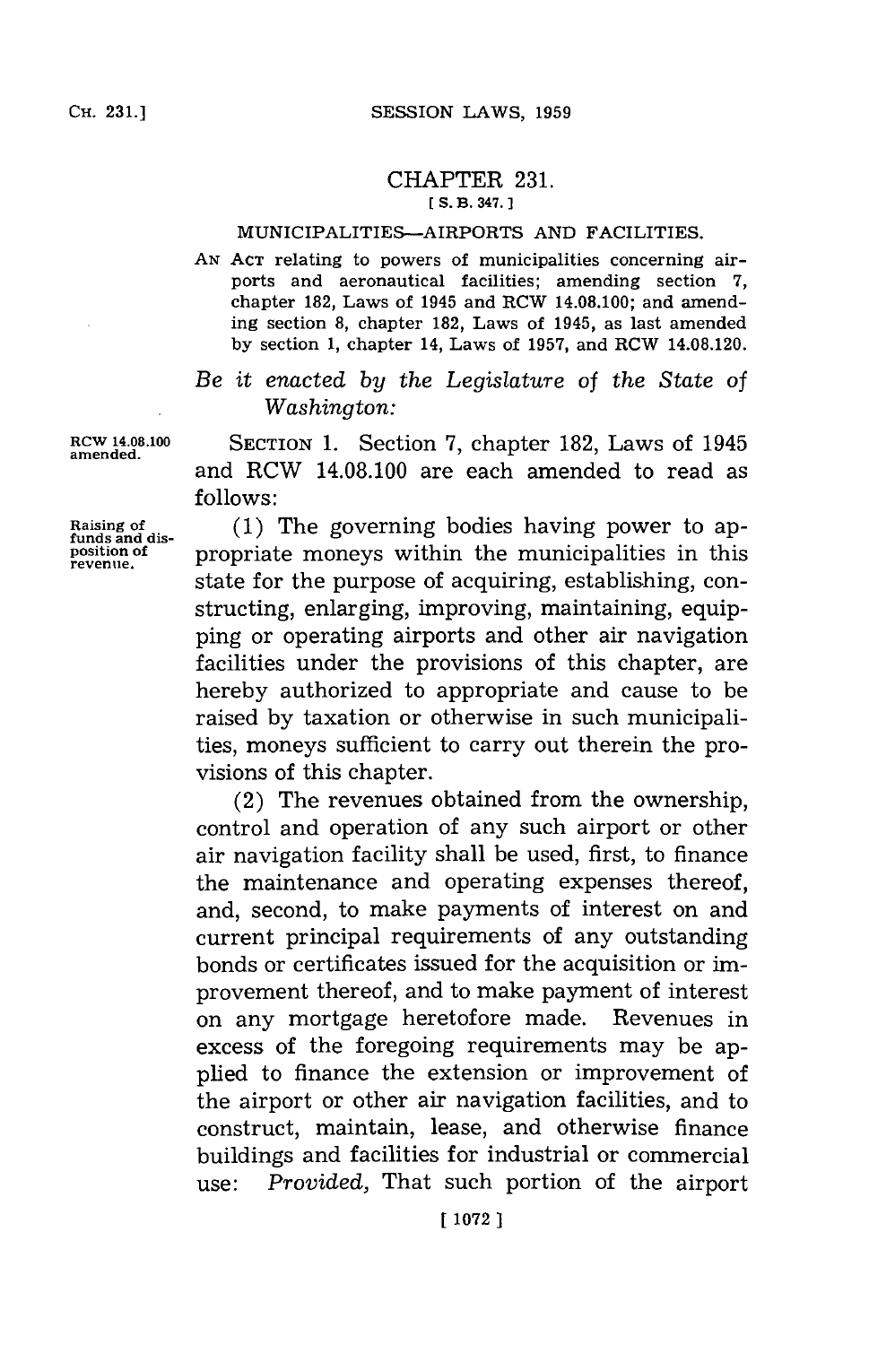# CHAPTER 231.

[S. B. 347.]

MUNICIPALITIES—AIRPORTS AND FACILITIES.

AN ACT relating to powers of municipalities concerning airports and aeronautical facilities; amending section 7, chapter 182, Laws of 1945 and RCW 14.08.100; and amending section 8, chapter 182, Laws of 1945, as last amended by section 1, chapter 14, Laws of 1957, and RCW 14.08.120.

*Be it enacted by the Legislature of the State of Washington:*

RCW 14.08.100 amended.

SECTION 1. Section 7, chapter 182, Laws of 1945 and RCW 14.08.100 are each amended to read as follows:

Raising of funds and disposition of revenue.

(1) The governing bodies having power to appropriate moneys within the municipalities in this state for the purpose of acquiring, establishing, constructing, enlarging, improving, maintaining, equipping or operating airports and other air navigation facilities under the provisions of this chapter, are hereby authorized to appropriate and cause to be raised by taxation or otherwise in such municipalities, moneys sufficient to carry out therein the provisions of this chapter.

(2) The revenues obtained from the ownership, control and operation of any such airport or other air navigation facility shall be used, first, to finance the maintenance and operating expenses thereof, and, second, to make payments of interest on and current principal requirements of any outstanding bonds or certificates issued for the acquisition or improvement thereof, and to make payment of interest on any mortgage heretofore made. Revenues in excess of the foregoing requirements may be applied to finance the extension or improvement of the airport or other air navigation facilities, and to construct, maintain, lease, and otherwise finance buildings and facilities for industrial or commercial use: *Provided,* That such portion of the airport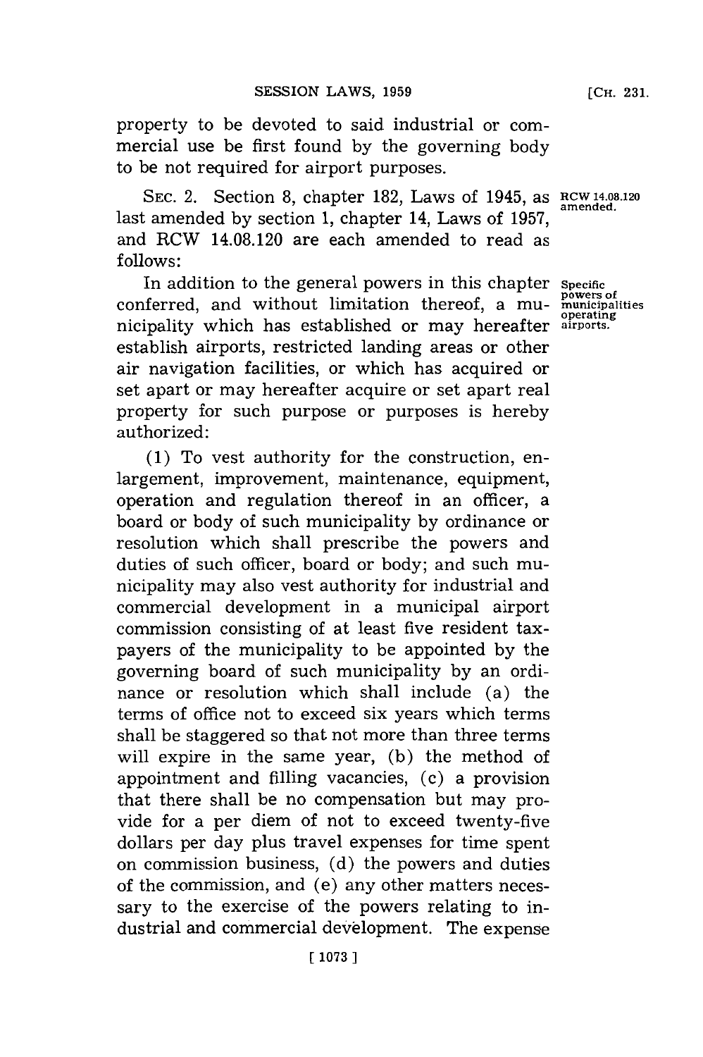property to be devoted to said industrial or commercial use be first found by the governing body to be not required for airport purposes.

SEC. 2. Section 8, chapter 182, Laws of 1945, as last amended by section 1, chapter 14, Laws of 1957, and RCW 14.08.120 are each amended to read as follows:

RCW 14.08.120 amended.

In addition to the general powers in this chapter conferred, and without limitation thereof, a municipality which has established or may hereafter establish airports, restricted landing areas or other air navigation facilities, or which has acquired or set apart or may hereafter acquire or set apart real property for such purpose or purposes is hereby authorized:

Specific powers of municipalities operating airports.

(1) To vest authority for the construction, enlargement, improvement, maintenance, equipment, operation and regulation thereof in an officer, a board or body of such municipality by ordinance or resolution which shall prescribe the powers and duties of such officer, board or body; and such municipality may also vest authority for industrial and commercial development in a municipal airport commission consisting of at least five resident taxpayers of the municipality to be appointed by the governing board of such municipality by an ordinance or resolution which shall include (a) the terms of office not to exceed six years which terms shall be staggered so that not more than three terms will expire in the same year, (b) the method of appointment and filling vacancies, (c) a provision that there shall be no compensation but may provide for a per diem of not to exceed twenty-five dollars per day plus travel expenses for time spent on commission business, (d) the powers and duties of the commission, and (e) any other matters necessary to the exercise of the powers relating to industrial and commercial development. The expense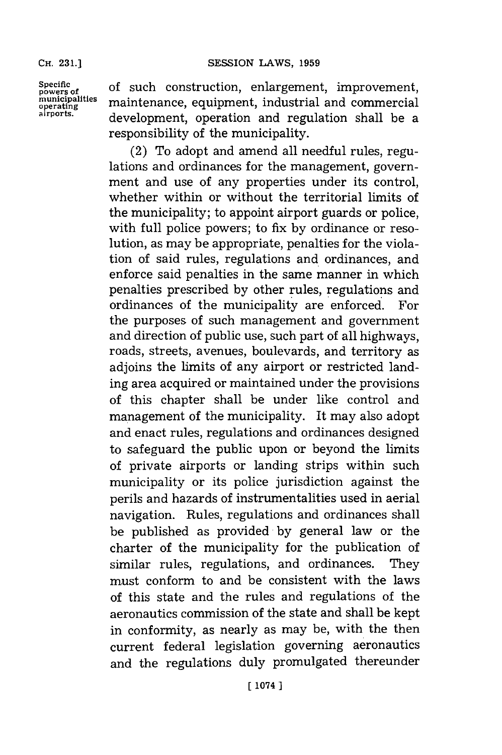Specific powers of municipalities operating airports.

of such construction, enlargement, improvement, maintenance, equipment, industrial and commercial development, operation and regulation shall be a responsibility of the municipality.

(2) To adopt and amend all needful rules, regulations and ordinances for the management, government and use of any properties under its control, whether within or without the territorial limits of the municipality; to appoint airport guards or police, with full police powers; to fix by ordinance or resolution, as may be appropriate, penalties for the violation of said rules, regulations and ordinances, and enforce said penalties in the same manner in which penalties prescribed by other rules, regulations and ordinances of the municipality are enforced. For the purposes of such management and government and direction of public use, such part of all highways, roads, streets, avenues, boulevards, and territory as adjoins the limits of any airport or restricted landing area acquired or maintained under the provisions of this chapter shall be under like control and management of the municipality. It may also adopt and enact rules, regulations and ordinances designed to safeguard the public upon or beyond the limits of private airports or landing strips within such municipality or its police jurisdiction against the perils and hazards of instrumentalities used in aerial navigation. Rules, regulations and ordinances shall be published as provided by general law or the charter of the municipality for the publication of similar rules, regulations, and ordinances. They must conform to and be consistent with the laws of this state and the rules and regulations of the aeronautics commission of the state and shall be kept in conformity, as nearly as may be, with the then current federal legislation governing aeronautics and the regulations duly promulgated thereunder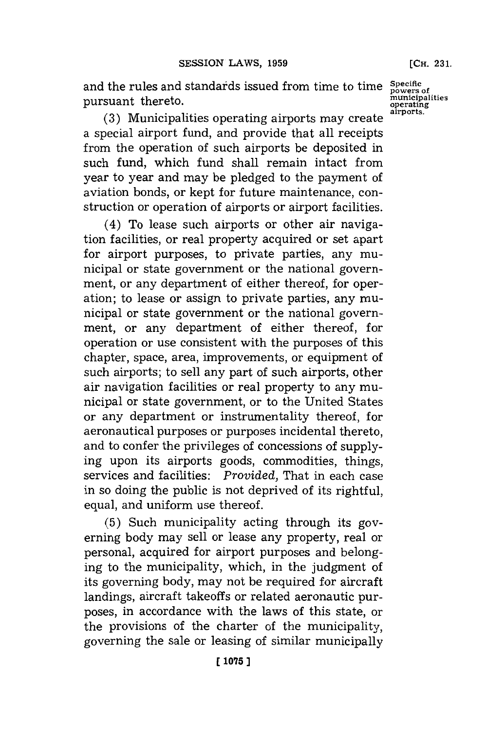and the rules and standards issued from time to time pursuant thereto.

Specific powers of municipalities operating airports.

(3) Municipalities operating airports may create a special airport fund, and provide that all receipts from the operation of such airports be deposited in such fund, which fund shall remain intact from year to year and may be pledged to the payment of aviation bonds, or kept for future maintenance, construction or operation of airports or airport facilities.

(4) To lease such airports or other air navigation facilities, or real property acquired or set apart for airport purposes, to private parties, any municipal or state government or the national government, or any department of either thereof, for operation; to lease or assign to private parties, any municipal or state government or the national government, or any department of either thereof, for operation or use consistent with the purposes of this chapter, space, area, improvements, or equipment of such airports; to sell any part of such airports, other air navigation facilities or real property to any municipal or state government, or to the United States or any department or instrumentality thereof, for aeronautical purposes or purposes incidental thereto, and to confer the privileges of concessions of supplying upon its airports goods, commodities, things, services and facilities: *Provided,* That in each case in so doing the public is not deprived of its rightful, equal, and uniform use thereof.

(5) Such municipality acting through its governing body may sell or lease any property, real or personal, acquired for airport purposes and belonging to the municipality, which, in the judgment of its governing body, may not be required for aircraft landings, aircraft takeoffs or related aeronautic purposes, in accordance with the laws of this state, or the provisions of the charter of the municipality, governing the sale or leasing of similar municipally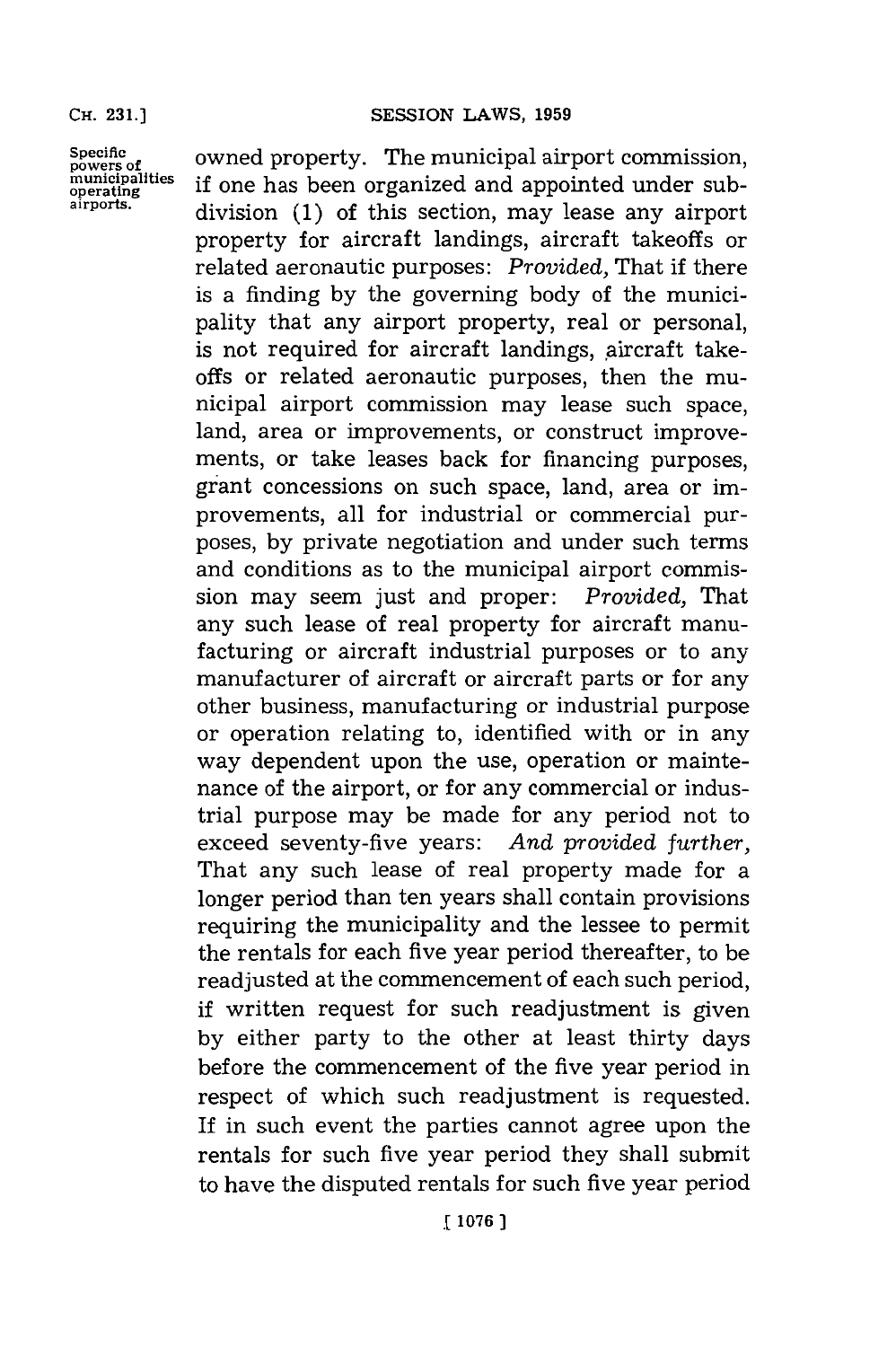Specific powers of municipalities operating airports.

owned property. The municipal airport commission, if one has been organized and appointed under subdivision (1) of this section, may lease any airport property for aircraft landings, aircraft takeoffs or related aeronautic purposes: *Provided,* That if there is a finding by the governing body of the municipality that any airport property, real or personal, is not required for aircraft landings, aircraft takeoffs or related aeronautic purposes, then the municipal airport commission may lease such space, land, area or improvements, or construct improvements, or take leases back for financing purposes, grant concessions on such space, land, area or improvements, all for industrial or commercial purposes, by private negotiation and under such terms and conditions as to the municipal airport commission may seem just and proper: *Provided,* That any such lease of real property for aircraft manufacturing or aircraft industrial purposes or to any manufacturer of aircraft or aircraft parts or for any other business, manufacturing or industrial purpose or operation relating to, identified with or in any way dependent upon the use, operation or maintenance of the airport, or for any commercial or industrial purpose may be made for any period not to exceed seventy-five years: *And provided further,* That any such lease of real property made for a longer period than ten years shall contain provisions requiring the municipality and the lessee to permit the rentals for each five year period thereafter, to be readjusted at the commencement of each such period, if written request for such readjustment is given by either party to the other at least thirty days before the commencement of the five year period in respect of which such readjustment is requested. If in such event the parties cannot agree upon the rentals for such five year period they shall submit to have the disputed rentals for such five year period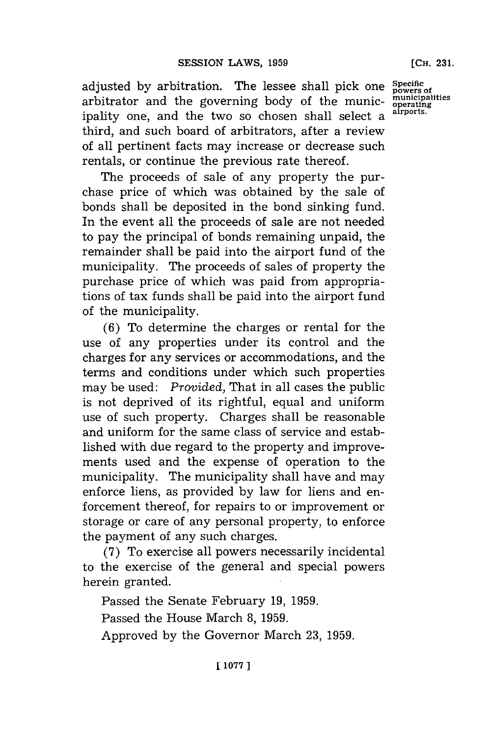adjusted by arbitration. The lessee shall pick one arbitrator and the governing body of the municipality one, and the two so chosen shall select a third, and such board of arbitrators, after a review of all pertinent facts may increase or decrease such rentals, or continue the previous rate thereof.

Specific powers of municipalities operating airports.

The proceeds of sale of any property the purchase price of which was obtained by the sale of bonds shall be deposited in the bond sinking fund. In the event all the proceeds of sale are not needed to pay the principal of bonds remaining unpaid, the remainder shall be paid into the airport fund of the municipality. The proceeds of sales of property the purchase price of which was paid from appropriations of tax funds shall be paid into the airport fund of the municipality.

(6) To determine the charges or rental for the use of any properties under its control and the charges for any services or accommodations, and the terms and conditions under which such properties may be used: *Provided,* That in all cases the public is not deprived of its rightful, equal and uniform use of such property. Charges shall be reasonable and uniform for the same class of service and established with due regard to the property and improvements used and the expense of operation to the municipality. The municipality shall have and may enforce liens, as provided by law for liens and enforcement thereof, for repairs to or improvement or storage or care of any personal property, to enforce the payment of any such charges.

(7) To exercise all powers necessarily incidental to the exercise of the general and special powers herein granted.

Passed the Senate February 19, 1959.

Passed the House March 8, 1959.

Approved by the Governor March 23, 1959.